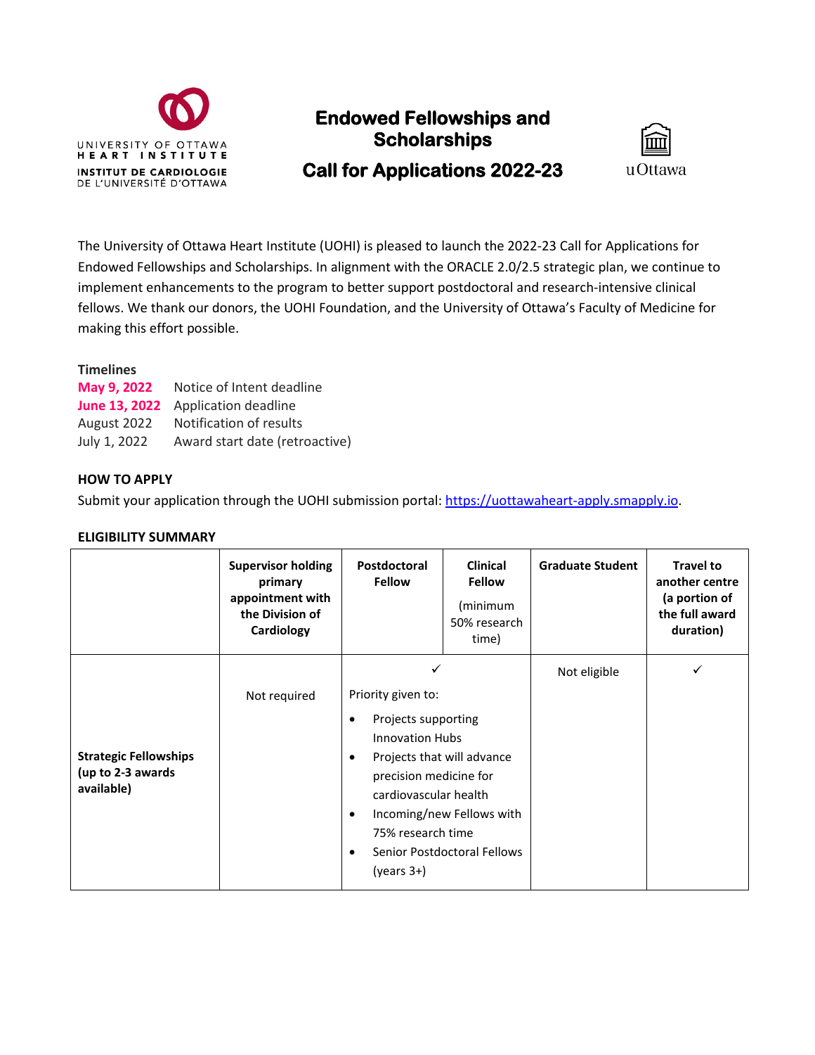# Endowed Fellowships and Scholarships

## Call for Applications 2022-23

UNIVERSITY OF OTTAWA HEART INSTITUTE
INSTITUT DE CARDIOLOGIE DE L'UNIVERSITÉ D'OTTAWA

uOttawa

The University of Ottawa Heart Institute (UOHI) is pleased to launch the 2022-23 Call for Applications for Endowed Fellowships and Scholarships. In alignment with the ORACLE 2.0/2.5 strategic plan, we continue to implement enhancements to the program to better support postdoctoral and research-intensive clinical fellows. We thank our donors, the UOHI Foundation, and the University of Ottawa's Faculty of Medicine for making this effort possible.

**Timelines**

| | |
|---|---|
| **May 9, 2022** | Notice of Intent deadline |
| **June 13, 2022** | Application deadline |
| August 2022 | Notification of results |
| July 1, 2022 | Award start date (retroactive) |

**HOW TO APPLY**

Submit your application through the UOHI submission portal: https://uottawaheart-apply.smapply.io.

**ELIGIBILITY SUMMARY**

| | Supervisor holding primary appointment with the Division of Cardiology | Postdoctoral Fellow | Clinical Fellow (minimum 50% research time) | Graduate Student | Travel to another centre (a portion of the full award duration) |
|---|---|---|---|---|---|
| **Strategic Fellowships (up to 2-3 awards available)** | Not required | ✓ Priority given to: • Projects supporting Innovation Hubs • Projects that will advance precision medicine for cardiovascular health • Incoming/new Fellows with 75% research time • Senior Postdoctoral Fellows (years 3+) | | Not eligible | ✓ |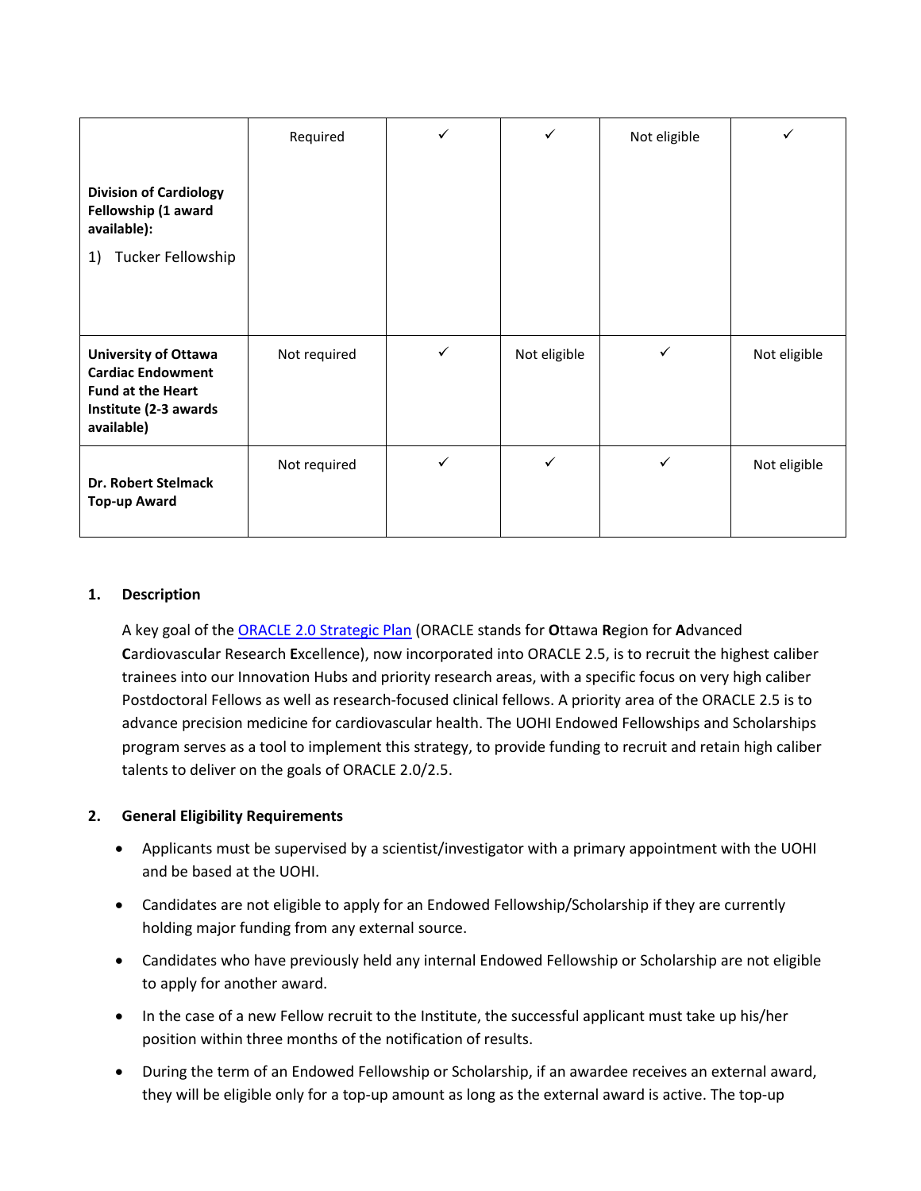| | | | | | |
|---|---|---|---|---|---|
| **Division of Cardiology Fellowship (1 award available):** 1) Tucker Fellowship | Required | ✓ | ✓ | Not eligible | ✓ |
| **University of Ottawa Cardiac Endowment Fund at the Heart Institute (2-3 awards available)** | Not required | ✓ | Not eligible | ✓ | Not eligible |
| **Dr. Robert Stelmack Top-up Award** | Not required | ✓ | ✓ | ✓ | Not eligible |

**1. Description**

A key goal of the [ORACLE 2.0 Strategic Plan]() (ORACLE stands for **O**ttawa **R**egion for **A**dvanced **C**ardiovascu**l**ar Research **E**xcellence), now incorporated into ORACLE 2.5, is to recruit the highest caliber trainees into our Innovation Hubs and priority research areas, with a specific focus on very high caliber Postdoctoral Fellows as well as research-focused clinical fellows. A priority area of the ORACLE 2.5 is to advance precision medicine for cardiovascular health. The UOHI Endowed Fellowships and Scholarships program serves as a tool to implement this strategy, to provide funding to recruit and retain high caliber talents to deliver on the goals of ORACLE 2.0/2.5.

**2. General Eligibility Requirements**

- Applicants must be supervised by a scientist/investigator with a primary appointment with the UOHI and be based at the UOHI.
- Candidates are not eligible to apply for an Endowed Fellowship/Scholarship if they are currently holding major funding from any external source.
- Candidates who have previously held any internal Endowed Fellowship or Scholarship are not eligible to apply for another award.
- In the case of a new Fellow recruit to the Institute, the successful applicant must take up his/her position within three months of the notification of results.
- During the term of an Endowed Fellowship or Scholarship, if an awardee receives an external award, they will be eligible only for a top-up amount as long as the external award is active. The top-up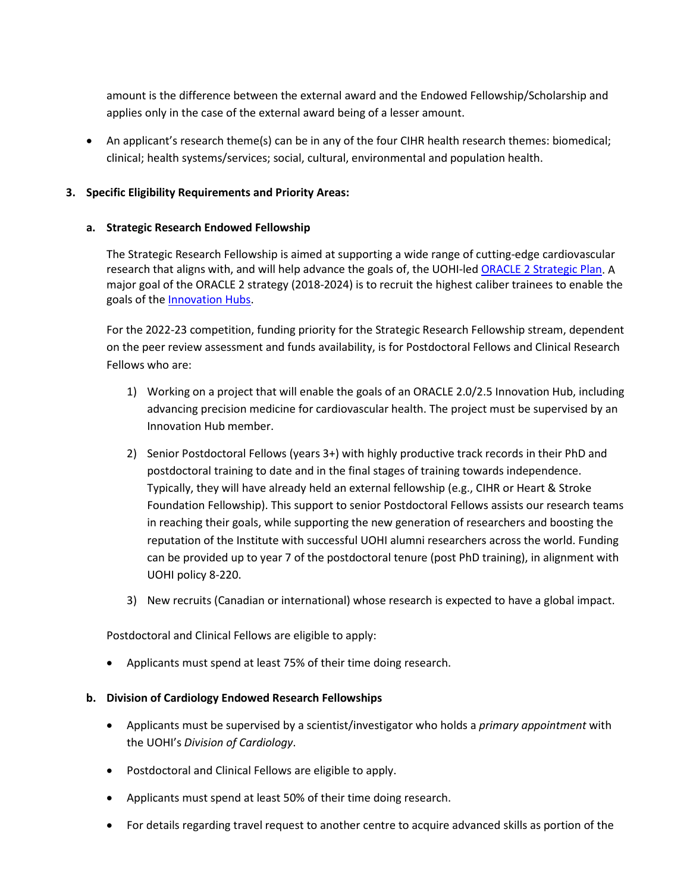amount is the difference between the external award and the Endowed Fellowship/Scholarship and applies only in the case of the external award being of a lesser amount.

- An applicant's research theme(s) can be in any of the four CIHR health research themes: biomedical; clinical; health systems/services; social, cultural, environmental and population health.

### 3. Specific Eligibility Requirements and Priority Areas:

#### a. Strategic Research Endowed Fellowship

The Strategic Research Fellowship is aimed at supporting a wide range of cutting-edge cardiovascular research that aligns with, and will help advance the goals of, the UOHI-led ORACLE 2 Strategic Plan. A major goal of the ORACLE 2 strategy (2018-2024) is to recruit the highest caliber trainees to enable the goals of the Innovation Hubs.

For the 2022-23 competition, funding priority for the Strategic Research Fellowship stream, dependent on the peer review assessment and funds availability, is for Postdoctoral Fellows and Clinical Research Fellows who are:

1) Working on a project that will enable the goals of an ORACLE 2.0/2.5 Innovation Hub, including advancing precision medicine for cardiovascular health. The project must be supervised by an Innovation Hub member.
2) Senior Postdoctoral Fellows (years 3+) with highly productive track records in their PhD and postdoctoral training to date and in the final stages of training towards independence. Typically, they will have already held an external fellowship (e.g., CIHR or Heart & Stroke Foundation Fellowship). This support to senior Postdoctoral Fellows assists our research teams in reaching their goals, while supporting the new generation of researchers and boosting the reputation of the Institute with successful UOHI alumni researchers across the world. Funding can be provided up to year 7 of the postdoctoral tenure (post PhD training), in alignment with UOHI policy 8-220.
3) New recruits (Canadian or international) whose research is expected to have a global impact.

Postdoctoral and Clinical Fellows are eligible to apply:

- Applicants must spend at least 75% of their time doing research.

#### b. Division of Cardiology Endowed Research Fellowships

- Applicants must be supervised by a scientist/investigator who holds a *primary appointment* with the UOHI's *Division of Cardiology*.
- Postdoctoral and Clinical Fellows are eligible to apply.
- Applicants must spend at least 50% of their time doing research.
- For details regarding travel request to another centre to acquire advanced skills as portion of the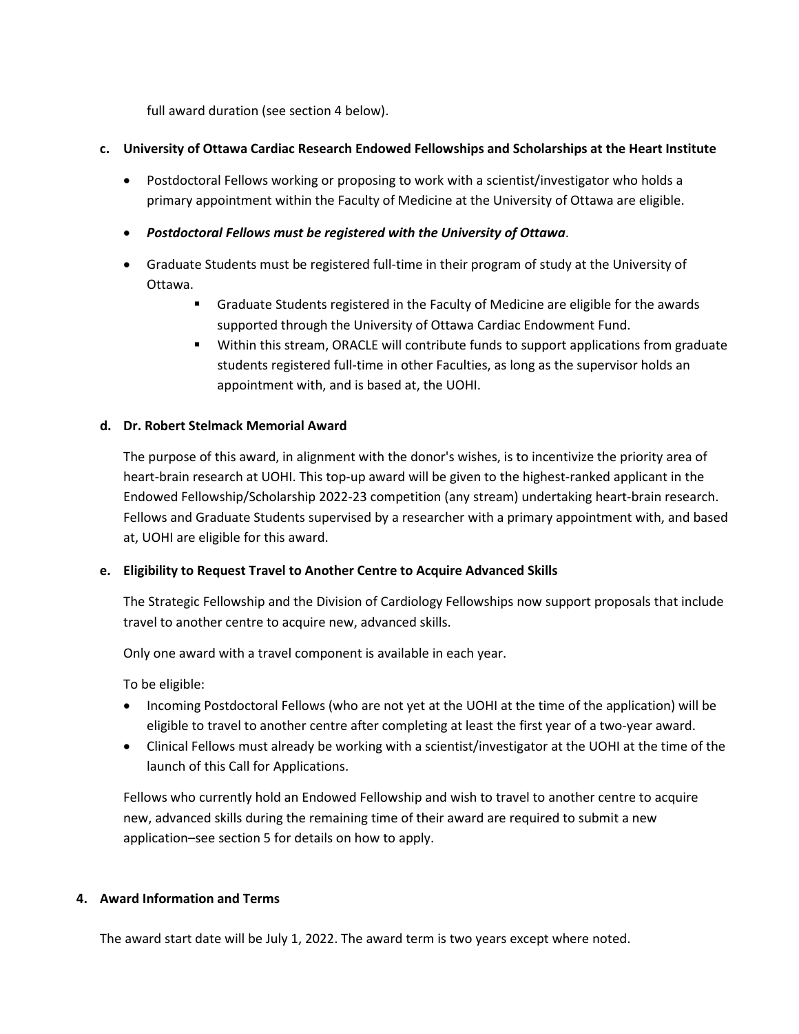full award duration (see section 4 below).

**c. University of Ottawa Cardiac Research Endowed Fellowships and Scholarships at the Heart Institute**

- Postdoctoral Fellows working or proposing to work with a scientist/investigator who holds a primary appointment within the Faculty of Medicine at the University of Ottawa are eligible.
- ***Postdoctoral Fellows must be registered with the University of Ottawa***.
- Graduate Students must be registered full-time in their program of study at the University of Ottawa.
    - Graduate Students registered in the Faculty of Medicine are eligible for the awards supported through the University of Ottawa Cardiac Endowment Fund.
    - Within this stream, ORACLE will contribute funds to support applications from graduate students registered full-time in other Faculties, as long as the supervisor holds an appointment with, and is based at, the UOHI.

**d. Dr. Robert Stelmack Memorial Award**

The purpose of this award, in alignment with the donor's wishes, is to incentivize the priority area of heart-brain research at UOHI. This top-up award will be given to the highest-ranked applicant in the Endowed Fellowship/Scholarship 2022-23 competition (any stream) undertaking heart-brain research. Fellows and Graduate Students supervised by a researcher with a primary appointment with, and based at, UOHI are eligible for this award.

**e. Eligibility to Request Travel to Another Centre to Acquire Advanced Skills**

The Strategic Fellowship and the Division of Cardiology Fellowships now support proposals that include travel to another centre to acquire new, advanced skills.

Only one award with a travel component is available in each year.

To be eligible:

- Incoming Postdoctoral Fellows (who are not yet at the UOHI at the time of the application) will be eligible to travel to another centre after completing at least the first year of a two-year award.
- Clinical Fellows must already be working with a scientist/investigator at the UOHI at the time of the launch of this Call for Applications.

Fellows who currently hold an Endowed Fellowship and wish to travel to another centre to acquire new, advanced skills during the remaining time of their award are required to submit a new application–see section 5 for details on how to apply.

## 4. Award Information and Terms

The award start date will be July 1, 2022. The award term is two years except where noted.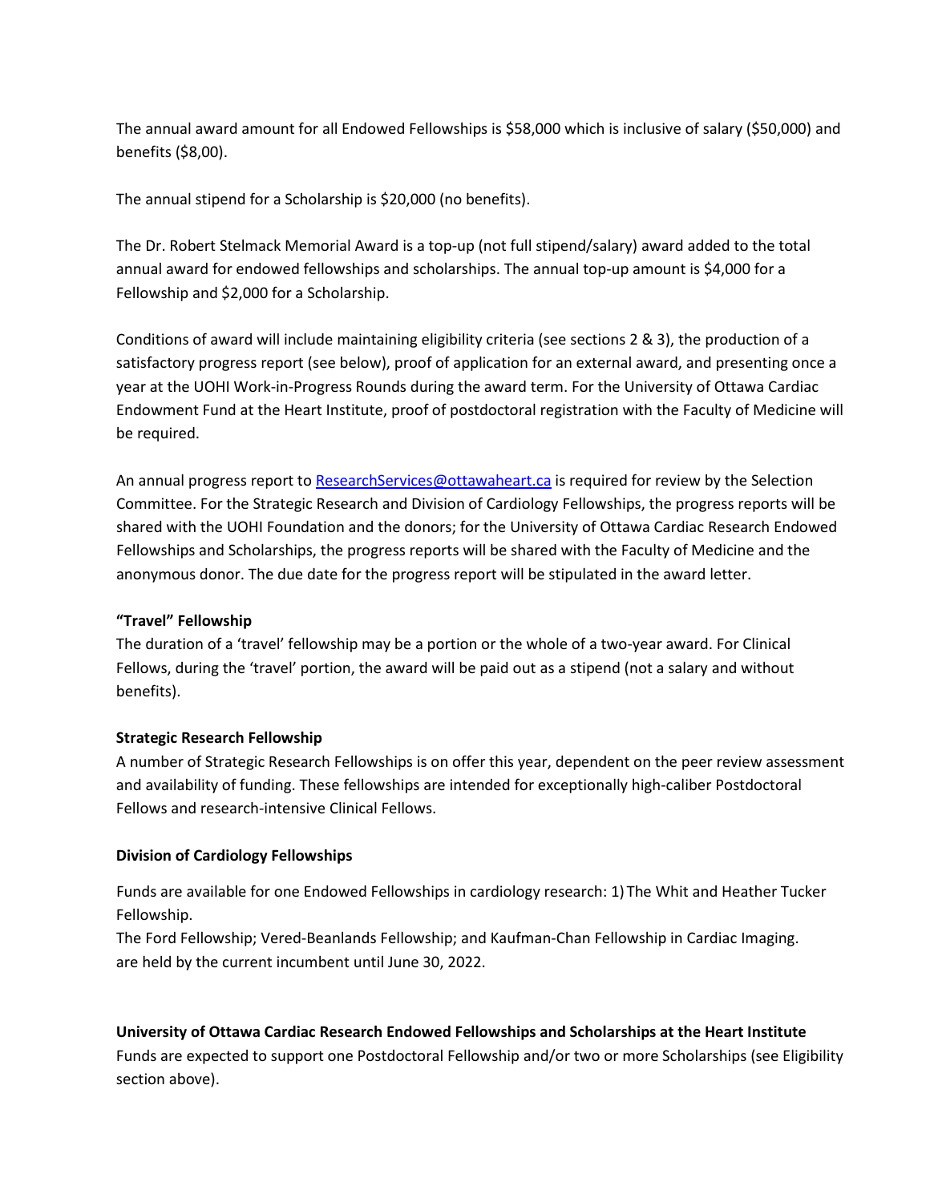The annual award amount for all Endowed Fellowships is $58,000 which is inclusive of salary ($50,000) and benefits ($8,00).

The annual stipend for a Scholarship is $20,000 (no benefits).

The Dr. Robert Stelmack Memorial Award is a top-up (not full stipend/salary) award added to the total annual award for endowed fellowships and scholarships. The annual top-up amount is $4,000 for a Fellowship and $2,000 for a Scholarship.

Conditions of award will include maintaining eligibility criteria (see sections 2 & 3), the production of a satisfactory progress report (see below), proof of application for an external award, and presenting once a year at the UOHI Work-in-Progress Rounds during the award term. For the University of Ottawa Cardiac Endowment Fund at the Heart Institute, proof of postdoctoral registration with the Faculty of Medicine will be required.

An annual progress report to ResearchServices@ottawaheart.ca is required for review by the Selection Committee. For the Strategic Research and Division of Cardiology Fellowships, the progress reports will be shared with the UOHI Foundation and the donors; for the University of Ottawa Cardiac Research Endowed Fellowships and Scholarships, the progress reports will be shared with the Faculty of Medicine and the anonymous donor. The due date for the progress report will be stipulated in the award letter.

**"Travel" Fellowship**

The duration of a 'travel' fellowship may be a portion or the whole of a two-year award. For Clinical Fellows, during the 'travel' portion, the award will be paid out as a stipend (not a salary and without benefits).

**Strategic Research Fellowship**

A number of Strategic Research Fellowships is on offer this year, dependent on the peer review assessment and availability of funding. These fellowships are intended for exceptionally high-caliber Postdoctoral Fellows and research-intensive Clinical Fellows.

**Division of Cardiology Fellowships**

Funds are available for one Endowed Fellowships in cardiology research: 1) The Whit and Heather Tucker Fellowship.

The Ford Fellowship; Vered-Beanlands Fellowship; and Kaufman-Chan Fellowship in Cardiac Imaging. are held by the current incumbent until June 30, 2022.

**University of Ottawa Cardiac Research Endowed Fellowships and Scholarships at the Heart Institute**

Funds are expected to support one Postdoctoral Fellowship and/or two or more Scholarships (see Eligibility section above).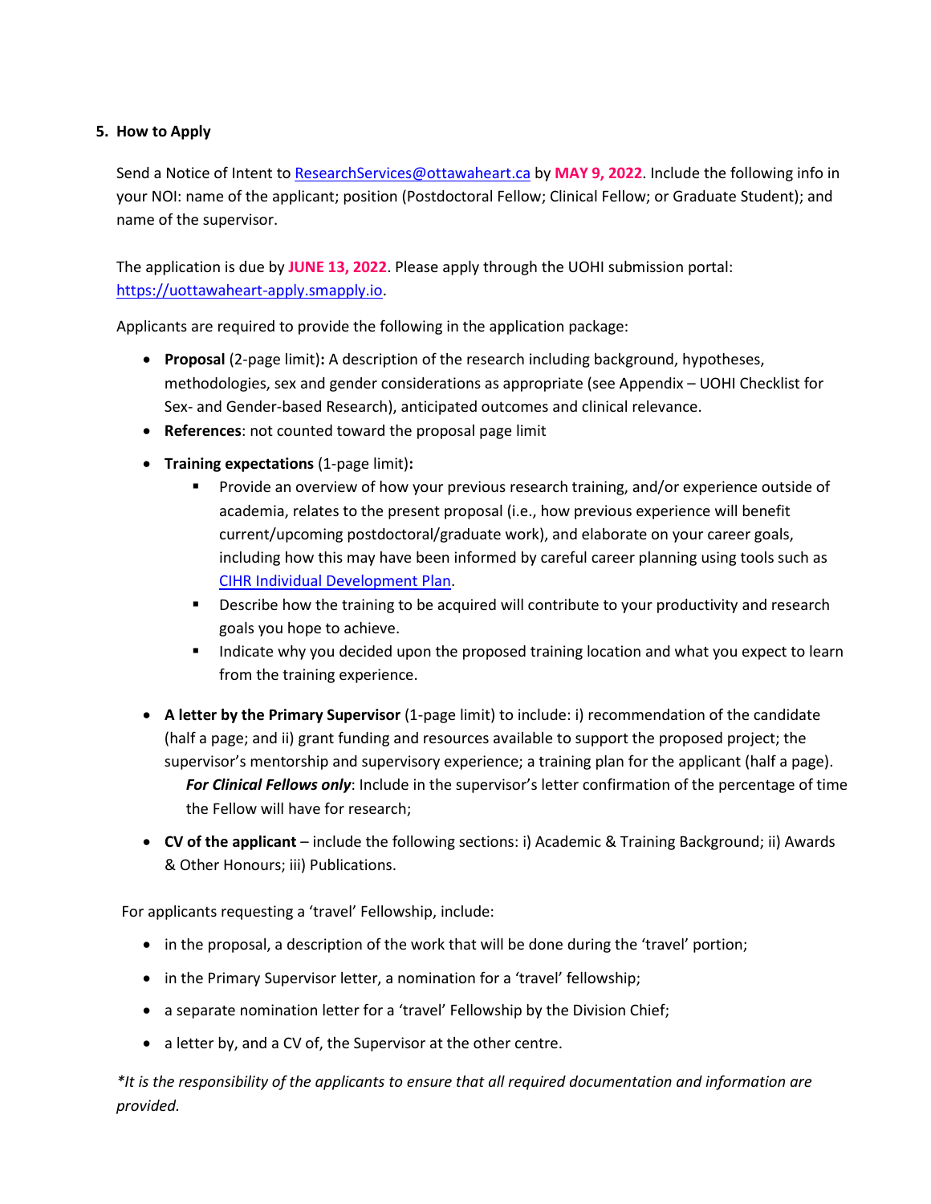## 5. How to Apply

Send a Notice of Intent to [ResearchServices@ottawaheart.ca](mailto:ResearchServices@ottawaheart.ca) by **MAY 9, 2022**. Include the following info in your NOI: name of the applicant; position (Postdoctoral Fellow; Clinical Fellow; or Graduate Student); and name of the supervisor.

The application is due by **JUNE 13, 2022**. Please apply through the UOHI submission portal: [https://uottawaheart-apply.smapply.io](https://uottawaheart-apply.smapply.io).

Applicants are required to provide the following in the application package:

- **Proposal** (2-page limit)**:** A description of the research including background, hypotheses, methodologies, sex and gender considerations as appropriate (see Appendix – UOHI Checklist for Sex- and Gender-based Research), anticipated outcomes and clinical relevance.
- **References**: not counted toward the proposal page limit
- **Training expectations** (1-page limit)**:**
  - Provide an overview of how your previous research training, and/or experience outside of academia, relates to the present proposal (i.e., how previous experience will benefit current/upcoming postdoctoral/graduate work), and elaborate on your career goals, including how this may have been informed by careful career planning using tools such as CIHR Individual Development Plan.
  - Describe how the training to be acquired will contribute to your productivity and research goals you hope to achieve.
  - Indicate why you decided upon the proposed training location and what you expect to learn from the training experience.
- **A letter by the Primary Supervisor** (1-page limit) to include: i) recommendation of the candidate (half a page; and ii) grant funding and resources available to support the proposed project; the supervisor's mentorship and supervisory experience; a training plan for the applicant (half a page).
  ***For Clinical Fellows only***: Include in the supervisor's letter confirmation of the percentage of time the Fellow will have for research;
- **CV of the applicant** – include the following sections: i) Academic & Training Background; ii) Awards & Other Honours; iii) Publications.

For applicants requesting a 'travel' Fellowship, include:

- in the proposal, a description of the work that will be done during the 'travel' portion;
- in the Primary Supervisor letter, a nomination for a 'travel' fellowship;
- a separate nomination letter for a 'travel' Fellowship by the Division Chief;
- a letter by, and a CV of, the Supervisor at the other centre.

*\*It is the responsibility of the applicants to ensure that all required documentation and information are provided.*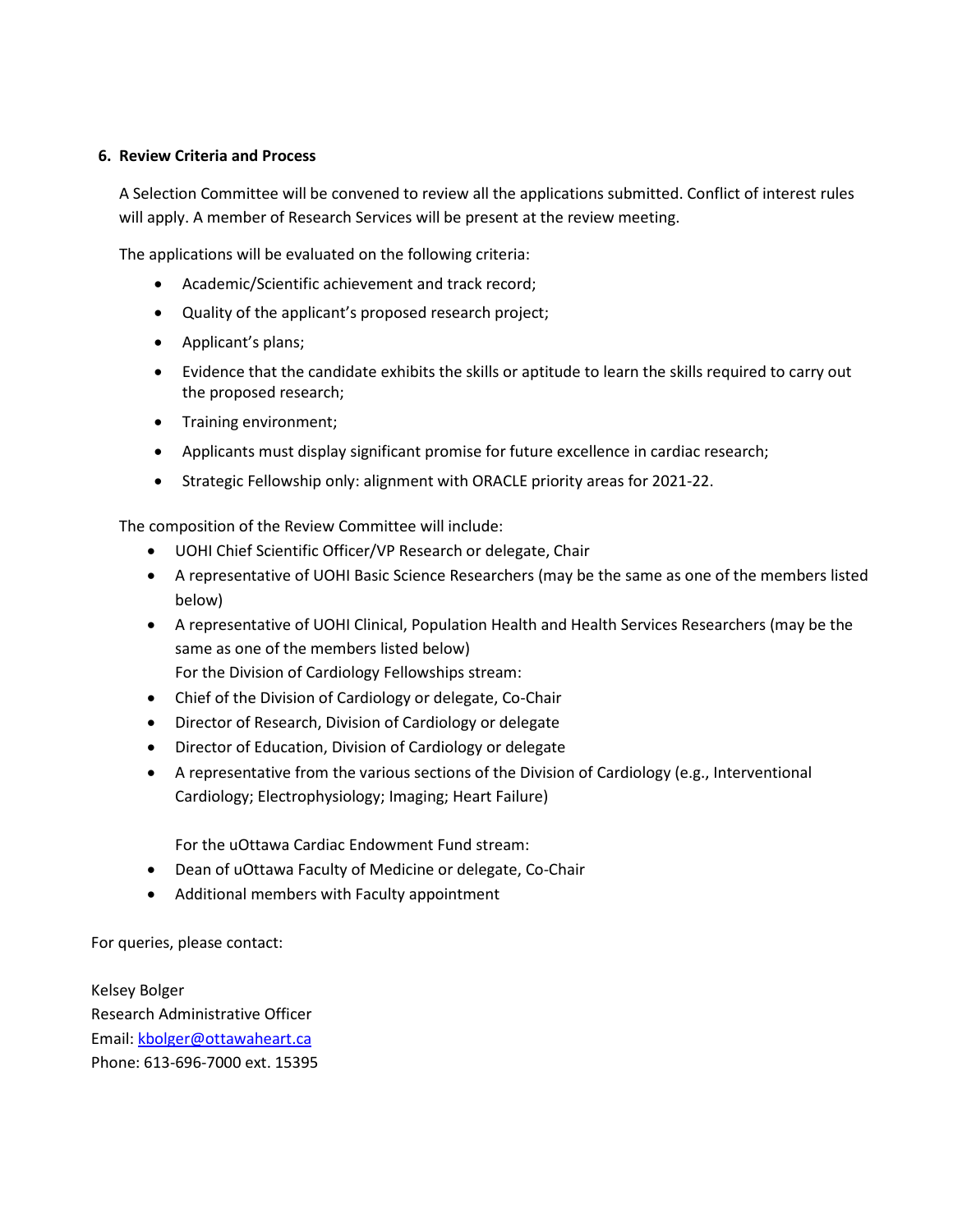## 6. Review Criteria and Process

A Selection Committee will be convened to review all the applications submitted. Conflict of interest rules will apply. A member of Research Services will be present at the review meeting.

The applications will be evaluated on the following criteria:

- Academic/Scientific achievement and track record;
- Quality of the applicant's proposed research project;
- Applicant's plans;
- Evidence that the candidate exhibits the skills or aptitude to learn the skills required to carry out the proposed research;
- Training environment;
- Applicants must display significant promise for future excellence in cardiac research;
- Strategic Fellowship only: alignment with ORACLE priority areas for 2021-22.

The composition of the Review Committee will include:

- UOHI Chief Scientific Officer/VP Research or delegate, Chair
- A representative of UOHI Basic Science Researchers (may be the same as one of the members listed below)
- A representative of UOHI Clinical, Population Health and Health Services Researchers (may be the same as one of the members listed below)

For the Division of Cardiology Fellowships stream:

- Chief of the Division of Cardiology or delegate, Co-Chair
- Director of Research, Division of Cardiology or delegate
- Director of Education, Division of Cardiology or delegate
- A representative from the various sections of the Division of Cardiology (e.g., Interventional Cardiology; Electrophysiology; Imaging; Heart Failure)

For the uOttawa Cardiac Endowment Fund stream:

- Dean of uOttawa Faculty of Medicine or delegate, Co-Chair
- Additional members with Faculty appointment

For queries, please contact:

Kelsey Bolger
Research Administrative Officer
Email: kbolger@ottawaheart.ca
Phone: 613-696-7000 ext. 15395